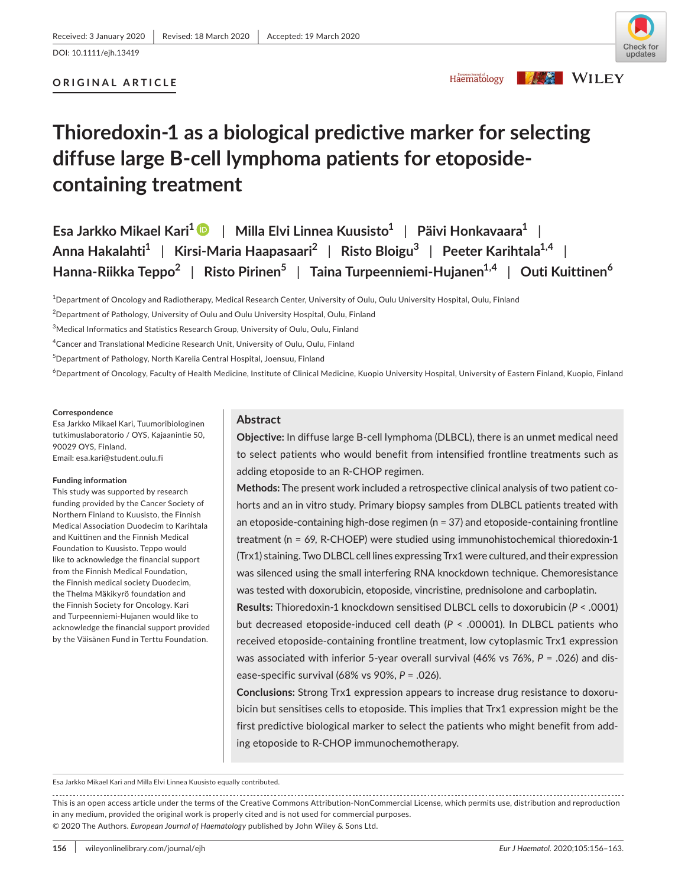Received: 3 January 2020 | Revised: 18 March 2020 | Accepted: 19 March 2020

DOI: 10.1111/ejh.13419

**ORIGINAL ARTICLE**

# Thioredoxin-1 as a biological predictive marker for selecting diffuse large B-cell lymphoma patients for etoposide-containing treatment

**Esa Jarkko Mikael Kari[1]** | **Milla Elvi Linnea Kuusisto[1]** | **Päivi Honkavaara[1]** | **Anna Hakalahti[1]** | **Kirsi-Maria Haapasaari[2]** | **Risto Bloigu[3]** | **Peeter Karihtala[1,4]** | **Hanna-Riikka Teppo[2]** | **Risto Pirinen[5]** | **Taina Turpeenniemi-Hujanen[1,4]** | **Outi Kuittinen[6]**

[1]Department of Oncology and Radiotherapy, Medical Research Center, University of Oulu, Oulu University Hospital, Oulu, Finland

[2]Department of Pathology, University of Oulu and Oulu University Hospital, Oulu, Finland

[3]Medical Informatics and Statistics Research Group, University of Oulu, Oulu, Finland

[4]Cancer and Translational Medicine Research Unit, University of Oulu, Oulu, Finland

[5]Department of Pathology, North Karelia Central Hospital, Joensuu, Finland

[6]Department of Oncology, Faculty of Health Medicine, Institute of Clinical Medicine, Kuopio University Hospital, University of Eastern Finland, Kuopio, Finland

**Correspondence**
Esa Jarkko Mikael Kari, Tuumoribiologinen tutkimuslaboratorio / OYS, Kajaanintie 50, 90029 OYS, Finland.
Email: esa.kari@student.oulu.fi

**Funding information**
This study was supported by research funding provided by the Cancer Society of Northern Finland to Kuusisto, the Finnish Medical Association Duodecim to Karihtala and Kuittinen and the Finnish Medical Foundation to Kuusisto. Teppo would like to acknowledge the financial support from the Finnish Medical Foundation, the Finnish medical society Duodecim, the Thelma Mäkikyrö foundation and the Finnish Society for Oncology. Kari and Turpeenniemi-Hujanen would like to acknowledge the financial support provided by the Väisänen Fund in Terttu Foundation.

## Abstract

**Objective:** In diffuse large B-cell lymphoma (DLBCL), there is an unmet medical need to select patients who would benefit from intensified frontline treatments such as adding etoposide to an R-CHOP regimen.

**Methods:** The present work included a retrospective clinical analysis of two patient cohorts and an in vitro study. Primary biopsy samples from DLBCL patients treated with an etoposide-containing high-dose regimen ($n = 37$) and etoposide-containing frontline treatment ($n = 69$, R-CHOEP) were studied using immunohistochemical thioredoxin-1 (Trx1) staining. Two DLBCL cell lines expressing Trx1 were cultured, and their expression was silenced using the small interfering RNA knockdown technique. Chemoresistance was tested with doxorubicin, etoposide, vincristine, prednisolone and carboplatin.

**Results:** Thioredoxin-1 knockdown sensitised DLBCL cells to doxorubicin ($P < .0001$) but decreased etoposide-induced cell death ($P < .00001$). In DLBCL patients who received etoposide-containing frontline treatment, low cytoplasmic Trx1 expression was associated with inferior 5-year overall survival (46% vs 76%, $P = .026$) and disease-specific survival (68% vs 90%, $P = .026$).

**Conclusions:** Strong Trx1 expression appears to increase drug resistance to doxorubicin but sensitises cells to etoposide. This implies that Trx1 expression might be the first predictive biological marker to select the patients who might benefit from adding etoposide to R-CHOP immunochemotherapy.

Esa Jarkko Mikael Kari and Milla Elvi Linnea Kuusisto equally contributed.

This is an open access article under the terms of the Creative Commons Attribution-NonCommercial License, which permits use, distribution and reproduction in any medium, provided the original work is properly cited and is not used for commercial purposes.
© 2020 The Authors. *European Journal of Haematology* published by John Wiley & Sons Ltd.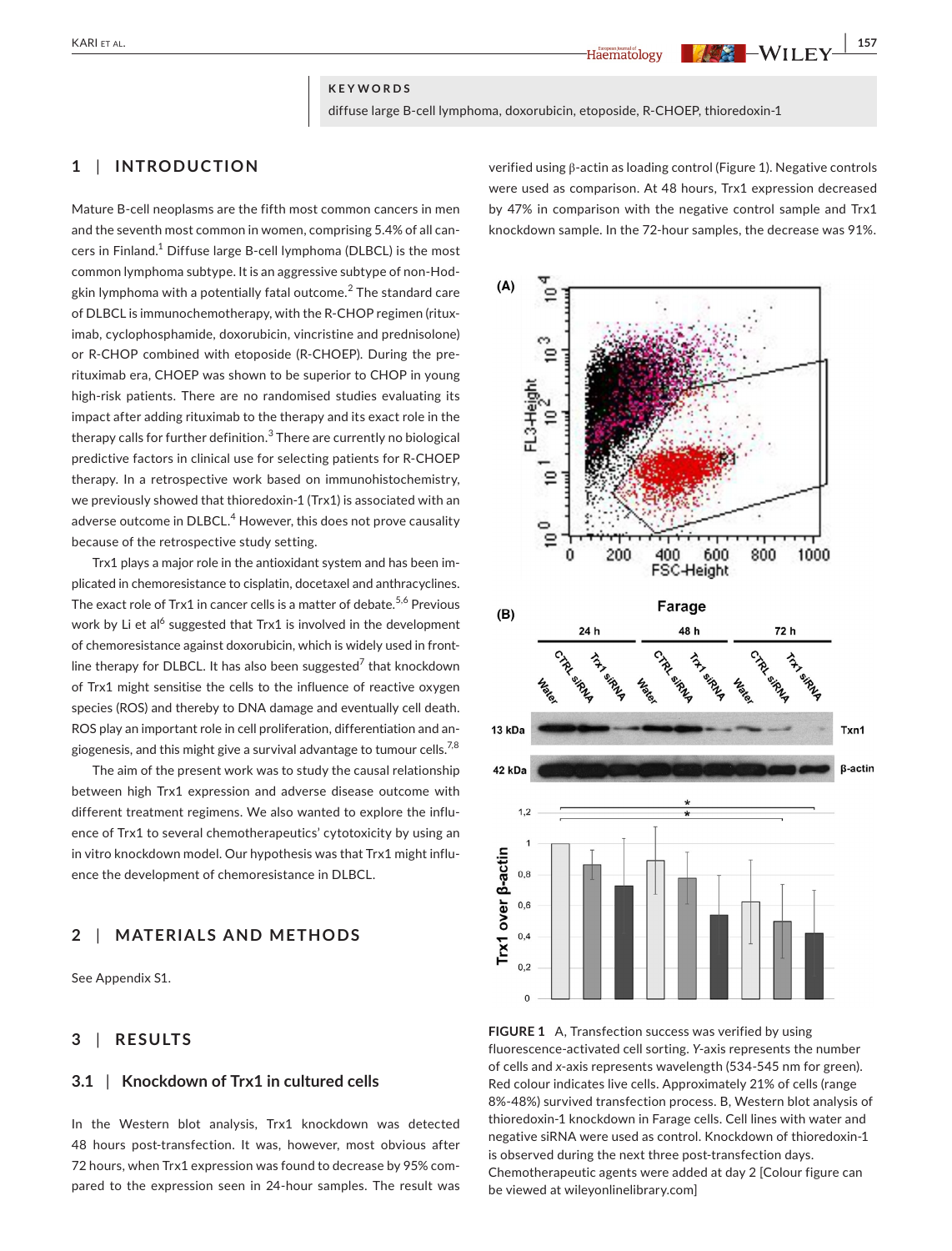**KEYWORDS**

diffuse large B-cell lymphoma, doxorubicin, etoposide, R-CHOEP, thioredoxin-1

## 1 | INTRODUCTION

Mature B-cell neoplasms are the fifth most common cancers in men and the seventh most common in women, comprising 5.4% of all cancers in Finland.[1] Diffuse large B-cell lymphoma (DLBCL) is the most common lymphoma subtype. It is an aggressive subtype of non-Hodgkin lymphoma with a potentially fatal outcome.[2] The standard care of DLBCL is immunochemotherapy, with the R-CHOP regimen (rituximab, cyclophosphamide, doxorubicin, vincristine and prednisolone) or R-CHOP combined with etoposide (R-CHOEP). During the pre-rituximab era, CHOEP was shown to be superior to CHOP in young high-risk patients. There are no randomised studies evaluating its impact after adding rituximab to the therapy and its exact role in the therapy calls for further definition.[3] There are currently no biological predictive factors in clinical use for selecting patients for R-CHOEP therapy. In a retrospective work based on immunohistochemistry, we previously showed that thioredoxin-1 (Trx1) is associated with an adverse outcome in DLBCL.[4] However, this does not prove causality because of the retrospective study setting.

Trx1 plays a major role in the antioxidant system and has been implicated in chemoresistance to cisplatin, docetaxel and anthracyclines. The exact role of Trx1 in cancer cells is a matter of debate.[5,6] Previous work by Li et al[6] suggested that Trx1 is involved in the development of chemoresistance against doxorubicin, which is widely used in front-line therapy for DLBCL. It has also been suggested[7] that knockdown of Trx1 might sensitise the cells to the influence of reactive oxygen species (ROS) and thereby to DNA damage and eventually cell death. ROS play an important role in cell proliferation, differentiation and angiogenesis, and this might give a survival advantage to tumour cells.[7,8]

The aim of the present work was to study the causal relationship between high Trx1 expression and adverse disease outcome with different treatment regimens. We also wanted to explore the influence of Trx1 to several chemotherapeutics' cytotoxicity by using an in vitro knockdown model. Our hypothesis was that Trx1 might influence the development of chemoresistance in DLBCL.

## 2 | MATERIALS AND METHODS

See Appendix S1.

## 3 | RESULTS

### 3.1 | Knockdown of Trx1 in cultured cells

In the Western blot analysis, Trx1 knockdown was detected 48 hours post-transfection. It was, however, most obvious after 72 hours, when Trx1 expression was found to decrease by 95% compared to the expression seen in 24-hour samples. The result was verified using β-actin as loading control (Figure 1). Negative controls were used as comparison. At 48 hours, Trx1 expression decreased by 47% in comparison with the negative control sample and Trx1 knockdown sample. In the 72-hour samples, the decrease was 91%.

(A)

FL3-Height

FSC-Height

(B)

Farage

24 h 48 h 72 h

Water CTRL siRNA Trx1 siRNA Water CTRL siRNA Trx1 siRNA Water CTRL siRNA Trx1 siRNA

13 kDa Txn1

42 kDa β-actin

Trx1 over β-actin

**FIGURE 1** A, Transfection success was verified by using fluorescence-activated cell sorting. *Y*-axis represents the number of cells and *x*-axis represents wavelength (534-545 nm for green). Red colour indicates live cells. Approximately 21% of cells (range 8%-48%) survived transfection process. B, Western blot analysis of thioredoxin-1 knockdown in Farage cells. Cell lines with water and negative siRNA were used as control. Knockdown of thioredoxin-1 is observed during the next three post-transfection days. Chemotherapeutic agents were added at day 2 [Colour figure can be viewed at wileyonlinelibrary.com]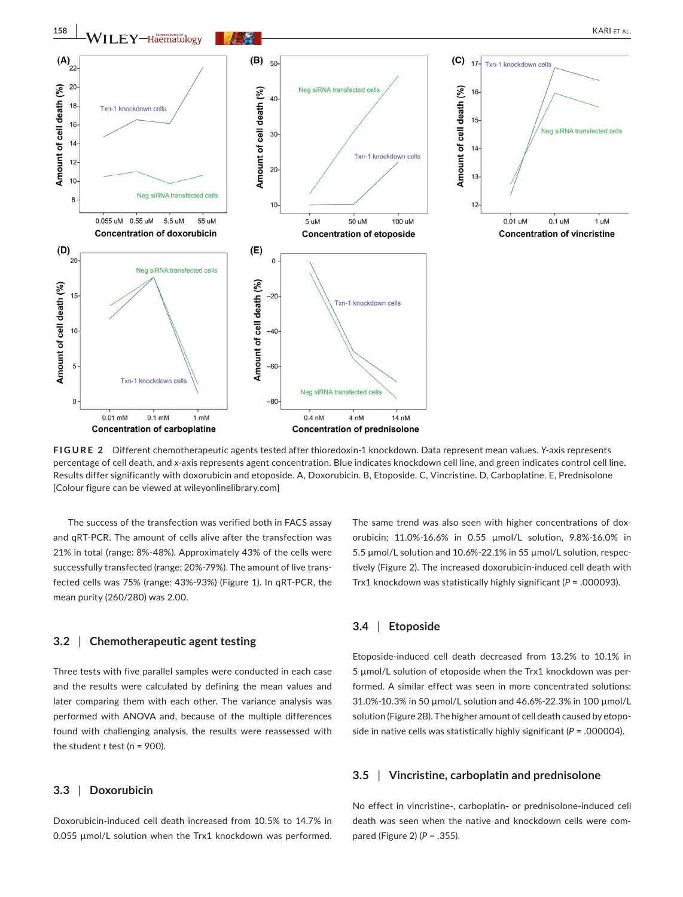(A)

22
20
18
16
14
12
10
8

Amount of cell death (%)

Txn-1 knockdown cells

Neg siRNA transfected cells

0.055 uM 0.55 uM 5.5 uM 55 uM

Concentration of doxorubicin

(B)

50
40
30
20
10

Amount of cell death (%)

Neg siRNA transfected cells

Txn-1 knockdown cells

5 uM 50 uM 100 uM

Concentration of etoposide

(C)

17
16
15
14
13
12

Amount of cell death (%)

Txn-1 knockdown cells

Neg siRNA transfected cells

0.01 uM 0.1 uM 1 uM

Concentration of vincristine

(D)

20
15
10
5
0

Amount of cell death (%)

Neg siRNA transfected cells

Txn-1 knockdown cells

0.01 mM 0.1 mM 1 mM

Concentration of carboplatine

(E)

0
−20
−40
−60
−80

Amount of cell death (%)

Txn-1 knockdown cells

Neg siRNA transfected cells

0.4 nM 4 nM 14 nM

Concentration of prednisolone

**FIGURE 2** Different chemotherapeutic agents tested after thioredoxin-1 knockdown. Data represent mean values. *Y*-axis represents percentage of cell death, and *x*-axis represents agent concentration. Blue indicates knockdown cell line, and green indicates control cell line. Results differ significantly with doxorubicin and etoposide. A, Doxorubicin. B, Etoposide. C, Vincristine. D, Carboplatine. E, Prednisolone [Colour figure can be viewed at wileyonlinelibrary.com]

The success of the transfection was verified both in FACS assay and qRT-PCR. The amount of cells alive after the transfection was 21% in total (range: 8%-48%). Approximately 43% of the cells were successfully transfected (range: 20%-79%). The amount of live transfected cells was 75% (range: 43%-93%) (Figure 1). In qRT-PCR, the mean purity (260/280) was 2.00.

## 3.2 | Chemotherapeutic agent testing

Three tests with five parallel samples were conducted in each case and the results were calculated by defining the mean values and later comparing them with each other. The variance analysis was performed with ANOVA and, because of the multiple differences found with challenging analysis, the results were reassessed with the student *t* test (n = 900).

## 3.3 | Doxorubicin

Doxorubicin-induced cell death increased from 10.5% to 14.7% in 0.055 µmol/L solution when the Trx1 knockdown was performed. The same trend was also seen with higher concentrations of doxorubicin; 11.0%-16.6% in 0.55 µmol/L solution, 9.8%-16.0% in 5.5 µmol/L solution and 10.6%-22.1% in 55 µmol/L solution, respectively (Figure 2). The increased doxorubicin-induced cell death with Trx1 knockdown was statistically highly significant ($P = .000093$).

## 3.4 | Etoposide

Etoposide-induced cell death decreased from 13.2% to 10.1% in 5 µmol/L solution of etoposide when the Trx1 knockdown was performed. A similar effect was seen in more concentrated solutions: 31.0%-10.3% in 50 µmol/L solution and 46.6%-22.3% in 100 µmol/L solution (Figure 2B). The higher amount of cell death caused by etoposide in native cells was statistically highly significant ($P = .000004$).

## 3.5 | Vincristine, carboplatin and prednisolone

No effect in vincristine-, carboplatin- or prednisolone-induced cell death was seen when the native and knockdown cells were compared (Figure 2) ($P = .355$).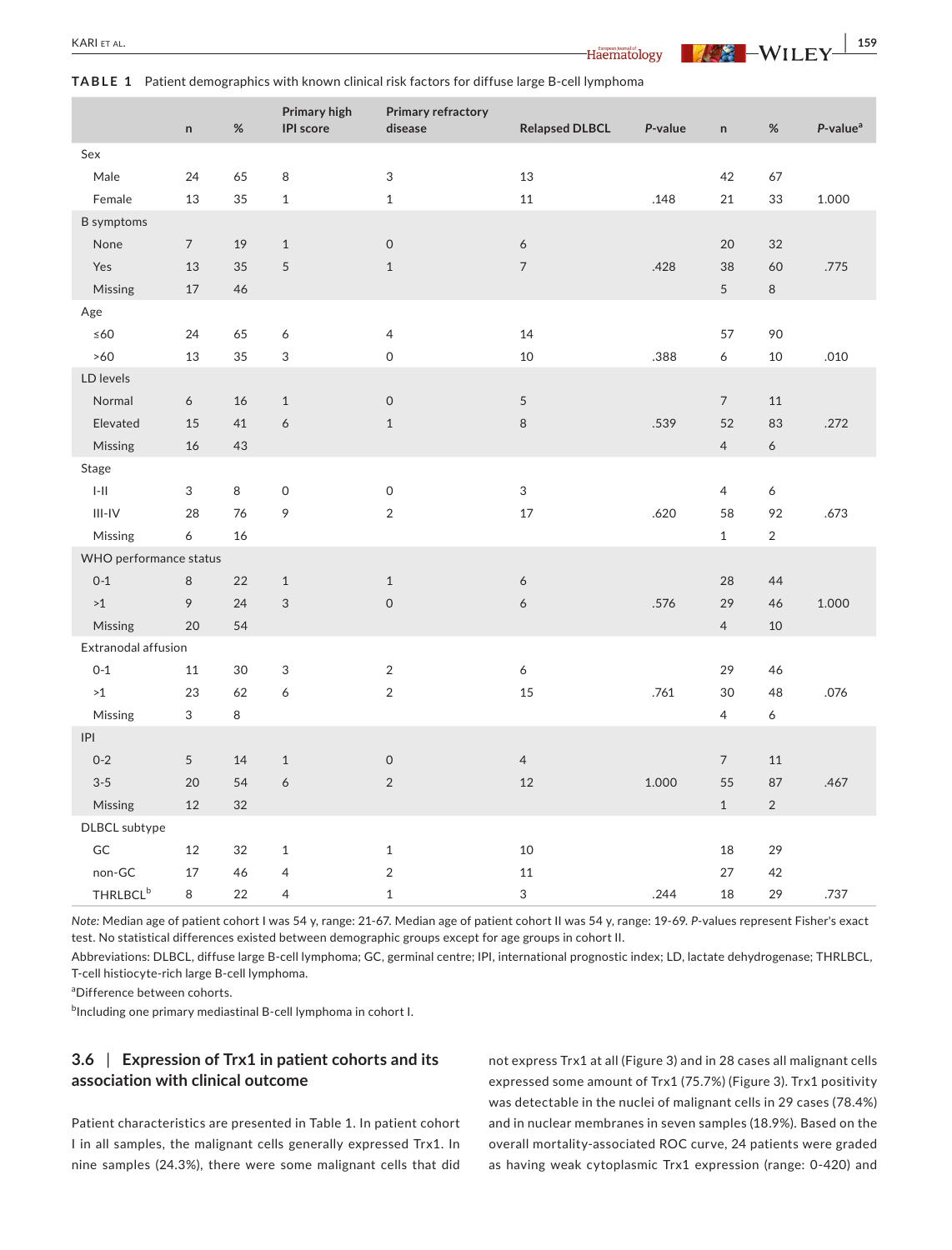**TABLE 1** Patient demographics with known clinical risk factors for diffuse large B-cell lymphoma

| | n | % | Primary high IPI score | Primary refractory disease | Relapsed DLBCL | P-value | n | % | P-value[a] |
|---|---|---|---|---|---|---|---|---|---|
| Sex | | | | | | | | | |
| Male | 24 | 65 | 8 | 3 | 13 | | 42 | 67 | |
| Female | 13 | 35 | 1 | 1 | 11 | .148 | 21 | 33 | 1.000 |
| B symptoms | | | | | | | | | |
| None | 7 | 19 | 1 | 0 | 6 | | 20 | 32 | |
| Yes | 13 | 35 | 5 | 1 | 7 | .428 | 38 | 60 | .775 |
| Missing | 17 | 46 | | | | | 5 | 8 | |
| Age | | | | | | | | | |
| ≤60 | 24 | 65 | 6 | 4 | 14 | | 57 | 90 | |
| >60 | 13 | 35 | 3 | 0 | 10 | .388 | 6 | 10 | .010 |
| LD levels | | | | | | | | | |
| Normal | 6 | 16 | 1 | 0 | 5 | | 7 | 11 | |
| Elevated | 15 | 41 | 6 | 1 | 8 | .539 | 52 | 83 | .272 |
| Missing | 16 | 43 | | | | | 4 | 6 | |
| Stage | | | | | | | | | |
| I-II | 3 | 8 | 0 | 0 | 3 | | 4 | 6 | |
| III-IV | 28 | 76 | 9 | 2 | 17 | .620 | 58 | 92 | .673 |
| Missing | 6 | 16 | | | | | 1 | 2 | |
| WHO performance status | | | | | | | | | |
| 0-1 | 8 | 22 | 1 | 1 | 6 | | 28 | 44 | |
| >1 | 9 | 24 | 3 | 0 | 6 | .576 | 29 | 46 | 1.000 |
| Missing | 20 | 54 | | | | | 4 | 10 | |
| Extranodal affusion | | | | | | | | | |
| 0-1 | 11 | 30 | 3 | 2 | 6 | | 29 | 46 | |
| >1 | 23 | 62 | 6 | 2 | 15 | .761 | 30 | 48 | .076 |
| Missing | 3 | 8 | | | | | 4 | 6 | |
| IPI | | | | | | | | | |
| 0-2 | 5 | 14 | 1 | 0 | 4 | | 7 | 11 | |
| 3-5 | 20 | 54 | 6 | 2 | 12 | 1.000 | 55 | 87 | .467 |
| Missing | 12 | 32 | | | | | 1 | 2 | |
| DLBCL subtype | | | | | | | | | |
| GC | 12 | 32 | 1 | 1 | 10 | | 18 | 29 | |
| non-GC | 17 | 46 | 4 | 2 | 11 | | 27 | 42 | |
| THRLBCL[b] | 8 | 22 | 4 | 1 | 3 | .244 | 18 | 29 | .737 |

*Note:* Median age of patient cohort I was 54 y, range: 21-67. Median age of patient cohort II was 54 y, range: 19-69. *P*-values represent Fisher's exact test. No statistical differences existed between demographic groups except for age groups in cohort II.

Abbreviations: DLBCL, diffuse large B-cell lymphoma; GC, germinal centre; IPI, international prognostic index; LD, lactate dehydrogenase; THRLBCL, T-cell histiocyte-rich large B-cell lymphoma.

[a]Difference between cohorts.

[b]Including one primary mediastinal B-cell lymphoma in cohort I.

### 3.6 | Expression of Trx1 in patient cohorts and its association with clinical outcome

Patient characteristics are presented in Table 1. In patient cohort I in all samples, the malignant cells generally expressed Trx1. In nine samples (24.3%), there were some malignant cells that did not express Trx1 at all (Figure 3) and in 28 cases all malignant cells expressed some amount of Trx1 (75.7%) (Figure 3). Trx1 positivity was detectable in the nuclei of malignant cells in 29 cases (78.4%) and in nuclear membranes in seven samples (18.9%). Based on the overall mortality-associated ROC curve, 24 patients were graded as having weak cytoplasmic Trx1 expression (range: 0-420) and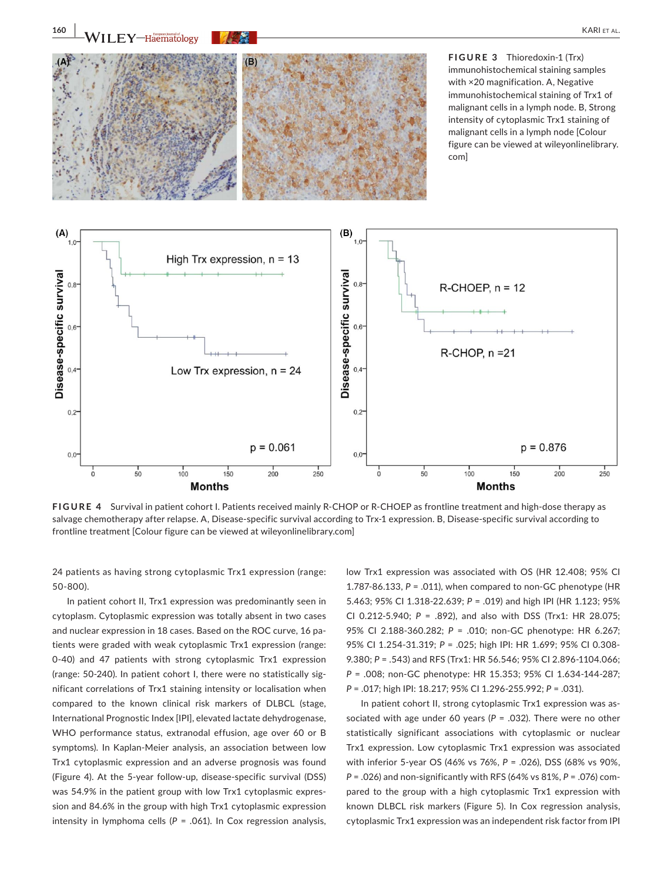**FIGURE 3** Thioredoxin-1 (Trx) immunohistochemical staining samples with ×20 magnification. A, Negative immunohistochemical staining of Trx1 of malignant cells in a lymph node. B, Strong intensity of cytoplasmic Trx1 staining of malignant cells in a lymph node [Colour figure can be viewed at wileyonlinelibrary.com]

(A)
Disease-specific survival
High Trx expression, n = 13
Low Trx expression, n = 24
p = 0.061
Months

(B)
Disease-specific survival
R-CHOEP, n = 12
R-CHOP, n =21
p = 0.876
Months

**FIGURE 4** Survival in patient cohort I. Patients received mainly R-CHOP or R-CHOEP as frontline treatment and high-dose therapy as salvage chemotherapy after relapse. A, Disease-specific survival according to Trx-1 expression. B, Disease-specific survival according to frontline treatment [Colour figure can be viewed at wileyonlinelibrary.com]

24 patients as having strong cytoplasmic Trx1 expression (range: 50-800).

In patient cohort II, Trx1 expression was predominantly seen in cytoplasm. Cytoplasmic expression was totally absent in two cases and nuclear expression in 18 cases. Based on the ROC curve, 16 patients were graded with weak cytoplasmic Trx1 expression (range: 0-40) and 47 patients with strong cytoplasmic Trx1 expression (range: 50-240). In patient cohort I, there were no statistically significant correlations of Trx1 staining intensity or localisation when compared to the known clinical risk markers of DLBCL (stage, International Prognostic Index [IPI], elevated lactate dehydrogenase, WHO performance status, extranodal effusion, age over 60 or B symptoms). In Kaplan-Meier analysis, an association between low Trx1 cytoplasmic expression and an adverse prognosis was found (Figure 4). At the 5-year follow-up, disease-specific survival (DSS) was 54.9% in the patient group with low Trx1 cytoplasmic expression and 84.6% in the group with high Trx1 cytoplasmic expression intensity in lymphoma cells ($P$ = .061). In Cox regression analysis, low Trx1 expression was associated with OS (HR 12.408; 95% CI 1.787-86.133, $P$ = .011), when compared to non-GC phenotype (HR 5.463; 95% CI 1.318-22.639; $P$ = .019) and high IPI (HR 1.123; 95% CI 0.212-5.940; $P$ = .892), and also with DSS (Trx1: HR 28.075; 95% CI 2.188-360.282; $P$ = .010; non-GC phenotype: HR 6.267; 95% CI 1.254-31.319; $P$ = .025; high IPI: HR 1.699; 95% CI 0.308-9.380; $P$ = .543) and RFS (Trx1: HR 56.546; 95% CI 2.896-1104.066; $P$ = .008; non-GC phenotype: HR 15.353; 95% CI 1.634-144-287; $P$ = .017; high IPI: 18.217; 95% CI 1.296-255.992; $P$ = .031).

In patient cohort II, strong cytoplasmic Trx1 expression was associated with age under 60 years ($P$ = .032). There were no other statistically significant associations with cytoplasmic or nuclear Trx1 expression. Low cytoplasmic Trx1 expression was associated with inferior 5-year OS (46% vs 76%, $P$ = .026), DSS (68% vs 90%, $P$ = .026) and non-significantly with RFS (64% vs 81%, $P$ = .076) compared to the group with a high cytoplasmic Trx1 expression with known DLBCL risk markers (Figure 5). In Cox regression analysis, cytoplasmic Trx1 expression was an independent risk factor from IPI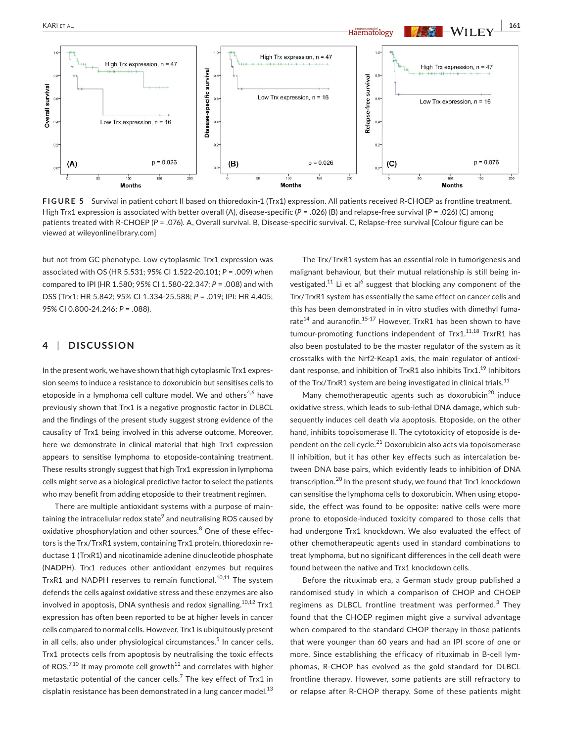Overall survival

High Trx expression, n = 47

Low Trx expression, n = 16

(A)

p = 0.026

Months

Disease-specific survival

High Trx expression, n = 47

Low Trx expression, n = 16

(B)

p = 0.026

Months

Relapse-free survival

High Trx expression, n = 47

Low Trx expression, n = 16

(C)

p = 0.076

Months

**FIGURE 5** Survival in patient cohort II based on thioredoxin-1 (Trx1) expression. All patients received R-CHOEP as frontline treatment. High Trx1 expression is associated with better overall (A), disease-specific ($P$ = .026) (B) and relapse-free survival ($P$ = .026) (C) among patients treated with R-CHOEP ($P$ = .076). A, Overall survival. B, Disease-specific survival. C, Relapse-free survival [Colour figure can be viewed at wileyonlinelibrary.com]

but not from GC phenotype. Low cytoplasmic Trx1 expression was associated with OS (HR 5.531; 95% CI 1.522-20.101; $P$ = .009) when compared to IPI (HR 1.580; 95% CI 1.580-22.347; $P$ = .008) and with DSS (Trx1: HR 5.842; 95% CI 1.334-25.588; $P$ = .019; IPI: HR 4.405; 95% CI 0.800-24.246; $P$ = .088).

## 4 | DISCUSSION

In the present work, we have shown that high cytoplasmic Trx1 expression seems to induce a resistance to doxorubicin but sensitises cells to etoposide in a lymphoma cell culture model. We and others[4,6] have previously shown that Trx1 is a negative prognostic factor in DLBCL and the findings of the present study suggest strong evidence of the causality of Trx1 being involved in this adverse outcome. Moreover, here we demonstrate in clinical material that high Trx1 expression appears to sensitise lymphoma to etoposide-containing treatment. These results strongly suggest that high Trx1 expression in lymphoma cells might serve as a biological predictive factor to select the patients who may benefit from adding etoposide to their treatment regimen.

There are multiple antioxidant systems with a purpose of maintaining the intracellular redox state[9] and neutralising ROS caused by oxidative phosphorylation and other sources.[8] One of these effectors is the Trx/TrxR1 system, containing Trx1 protein, thioredoxin reductase 1 (TrxR1) and nicotinamide adenine dinucleotide phosphate (NADPH). Trx1 reduces other antioxidant enzymes but requires TrxR1 and NADPH reserves to remain functional.[10,11] The system defends the cells against oxidative stress and these enzymes are also involved in apoptosis, DNA synthesis and redox signalling.[10,12] Trx1 expression has often been reported to be at higher levels in cancer cells compared to normal cells. However, Trx1 is ubiquitously present in all cells, also under physiological circumstances.[5] In cancer cells, Trx1 protects cells from apoptosis by neutralising the toxic effects of ROS.[7,10] It may promote cell growth[12] and correlates with higher metastatic potential of the cancer cells.[7] The key effect of Trx1 in cisplatin resistance has been demonstrated in a lung cancer model.[13]

The Trx/TrxR1 system has an essential role in tumorigenesis and malignant behaviour, but their mutual relationship is still being investigated.[11] Li et al[6] suggest that blocking any component of the Trx/TrxR1 system has essentially the same effect on cancer cells and this has been demonstrated in in vitro studies with dimethyl fumarate[14] and auranofin.[15-17] However, TrxR1 has been shown to have tumour-promoting functions independent of Trx1.[11,18] TrxR1 has also been postulated to be the master regulator of the system as it crosstalks with the Nrf2-Keap1 axis, the main regulator of antioxidant response, and inhibition of TrxR1 also inhibits Trx1.[19] Inhibitors of the Trx/TrxR1 system are being investigated in clinical trials.[11]

Many chemotherapeutic agents such as doxorubicin[20] induce oxidative stress, which leads to sub-lethal DNA damage, which subsequently induces cell death via apoptosis. Etoposide, on the other hand, inhibits topoisomerase II. The cytotoxicity of etoposide is dependent on the cell cycle.[21] Doxorubicin also acts via topoisomerase II inhibition, but it has other key effects such as intercalation between DNA base pairs, which evidently leads to inhibition of DNA transcription.[20] In the present study, we found that Trx1 knockdown can sensitise the lymphoma cells to doxorubicin. When using etoposide, the effect was found to be opposite: native cells were more prone to etoposide-induced toxicity compared to those cells that had undergone Trx1 knockdown. We also evaluated the effect of other chemotherapeutic agents used in standard combinations to treat lymphoma, but no significant differences in the cell death were found between the native and Trx1 knockdown cells.

Before the rituximab era, a German study group published a randomised study in which a comparison of CHOP and CHOEP regimens as DLBCL frontline treatment was performed.[3] They found that the CHOEP regimen might give a survival advantage when compared to the standard CHOP therapy in those patients that were younger than 60 years and had an IPI score of one or more. Since establishing the efficacy of rituximab in B-cell lymphomas, R-CHOP has evolved as the gold standard for DLBCL frontline therapy. However, some patients are still refractory to or relapse after R-CHOP therapy. Some of these patients might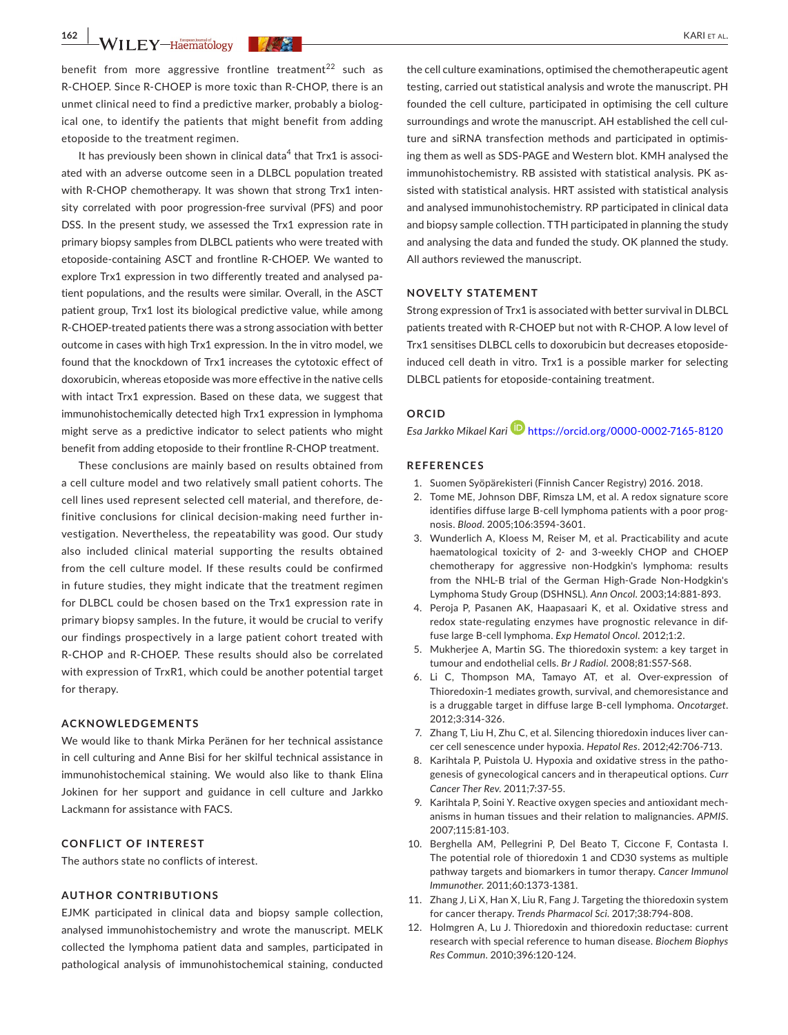benefit from more aggressive frontline treatment[22] such as R-CHOEP. Since R-CHOEP is more toxic than R-CHOP, there is an unmet clinical need to find a predictive marker, probably a biological one, to identify the patients that might benefit from adding etoposide to the treatment regimen.

It has previously been shown in clinical data[4] that Trx1 is associated with an adverse outcome seen in a DLBCL population treated with R-CHOP chemotherapy. It was shown that strong Trx1 intensity correlated with poor progression-free survival (PFS) and poor DSS. In the present study, we assessed the Trx1 expression rate in primary biopsy samples from DLBCL patients who were treated with etoposide-containing ASCT and frontline R-CHOEP. We wanted to explore Trx1 expression in two differently treated and analysed patient populations, and the results were similar. Overall, in the ASCT patient group, Trx1 lost its biological predictive value, while among R-CHOEP-treated patients there was a strong association with better outcome in cases with high Trx1 expression. In the in vitro model, we found that the knockdown of Trx1 increases the cytotoxic effect of doxorubicin, whereas etoposide was more effective in the native cells with intact Trx1 expression. Based on these data, we suggest that immunohistochemically detected high Trx1 expression in lymphoma might serve as a predictive indicator to select patients who might benefit from adding etoposide to their frontline R-CHOP treatment.

These conclusions are mainly based on results obtained from a cell culture model and two relatively small patient cohorts. The cell lines used represent selected cell material, and therefore, definitive conclusions for clinical decision-making need further investigation. Nevertheless, the repeatability was good. Our study also included clinical material supporting the results obtained from the cell culture model. If these results could be confirmed in future studies, they might indicate that the treatment regimen for DLBCL could be chosen based on the Trx1 expression rate in primary biopsy samples. In the future, it would be crucial to verify our findings prospectively in a large patient cohort treated with R-CHOP and R-CHOEP. These results should also be correlated with expression of TrxR1, which could be another potential target for therapy.

## ACKNOWLEDGEMENTS

We would like to thank Mirka Peränen for her technical assistance in cell culturing and Anne Bisi for her skilful technical assistance in immunohistochemical staining. We would also like to thank Elina Jokinen for her support and guidance in cell culture and Jarkko Lackmann for assistance with FACS.

## CONFLICT OF INTEREST

The authors state no conflicts of interest.

## AUTHOR CONTRIBUTIONS

EJMK participated in clinical data and biopsy sample collection, analysed immunohistochemistry and wrote the manuscript. MELK collected the lymphoma patient data and samples, participated in pathological analysis of immunohistochemical staining, conducted the cell culture examinations, optimised the chemotherapeutic agent testing, carried out statistical analysis and wrote the manuscript. PH founded the cell culture, participated in optimising the cell culture surroundings and wrote the manuscript. AH established the cell culture and siRNA transfection methods and participated in optimising them as well as SDS-PAGE and Western blot. KMH analysed the immunohistochemistry. RB assisted with statistical analysis. PK assisted with statistical analysis. HRT assisted with statistical analysis and analysed immunohistochemistry. RP participated in clinical data and biopsy sample collection. TTH participated in planning the study and analysing the data and funded the study. OK planned the study. All authors reviewed the manuscript.

## NOVELTY STATEMENT

Strong expression of Trx1 is associated with better survival in DLBCL patients treated with R-CHOEP but not with R-CHOP. A low level of Trx1 sensitises DLBCL cells to doxorubicin but decreases etoposide-induced cell death in vitro. Trx1 is a possible marker for selecting DLBCL patients for etoposide-containing treatment.

## ORCID

*Esa Jarkko Mikael Kari* https://orcid.org/0000-0002-7165-8120

## REFERENCES

1. Suomen Syöpärekisteri (Finnish Cancer Registry) 2016. 2018.
2. Tome ME, Johnson DBF, Rimsza LM, et al. A redox signature score identifies diffuse large B-cell lymphoma patients with a poor prognosis. *Blood*. 2005;106:3594-3601.
3. Wunderlich A, Kloess M, Reiser M, et al. Practicability and acute haematological toxicity of 2- and 3-weekly CHOP and CHOEP chemotherapy for aggressive non-Hodgkin's lymphoma: results from the NHL-B trial of the German High-Grade Non-Hodgkin's Lymphoma Study Group (DSHNSL). *Ann Oncol*. 2003;14:881-893.
4. Peroja P, Pasanen AK, Haapasaari K, et al. Oxidative stress and redox state-regulating enzymes have prognostic relevance in diffuse large B-cell lymphoma. *Exp Hematol Oncol*. 2012;1:2.
5. Mukherjee A, Martin SG. The thioredoxin system: a key target in tumour and endothelial cells. *Br J Radiol*. 2008;81:S57-S68.
6. Li C, Thompson MA, Tamayo AT, et al. Over-expression of Thioredoxin-1 mediates growth, survival, and chemoresistance and is a druggable target in diffuse large B-cell lymphoma. *Oncotarget*. 2012;3:314-326.
7. Zhang T, Liu H, Zhu C, et al. Silencing thioredoxin induces liver cancer cell senescence under hypoxia. *Hepatol Res*. 2012;42:706-713.
8. Karihtala P, Puistola U. Hypoxia and oxidative stress in the pathogenesis of gynecological cancers and in therapeutical options. *Curr Cancer Ther Rev*. 2011;7:37-55.
9. Karihtala P, Soini Y. Reactive oxygen species and antioxidant mechanisms in human tissues and their relation to malignancies. *APMIS*. 2007;115:81-103.
10. Berghella AM, Pellegrini P, Del Beato T, Ciccone F, Contasta I. The potential role of thioredoxin 1 and CD30 systems as multiple pathway targets and biomarkers in tumor therapy. *Cancer Immunol Immunother*. 2011;60:1373-1381.
11. Zhang J, Li X, Han X, Liu R, Fang J. Targeting the thioredoxin system for cancer therapy. *Trends Pharmacol Sci*. 2017;38:794-808.
12. Holmgren A, Lu J. Thioredoxin and thioredoxin reductase: current research with special reference to human disease. *Biochem Biophys Res Commun*. 2010;396:120-124.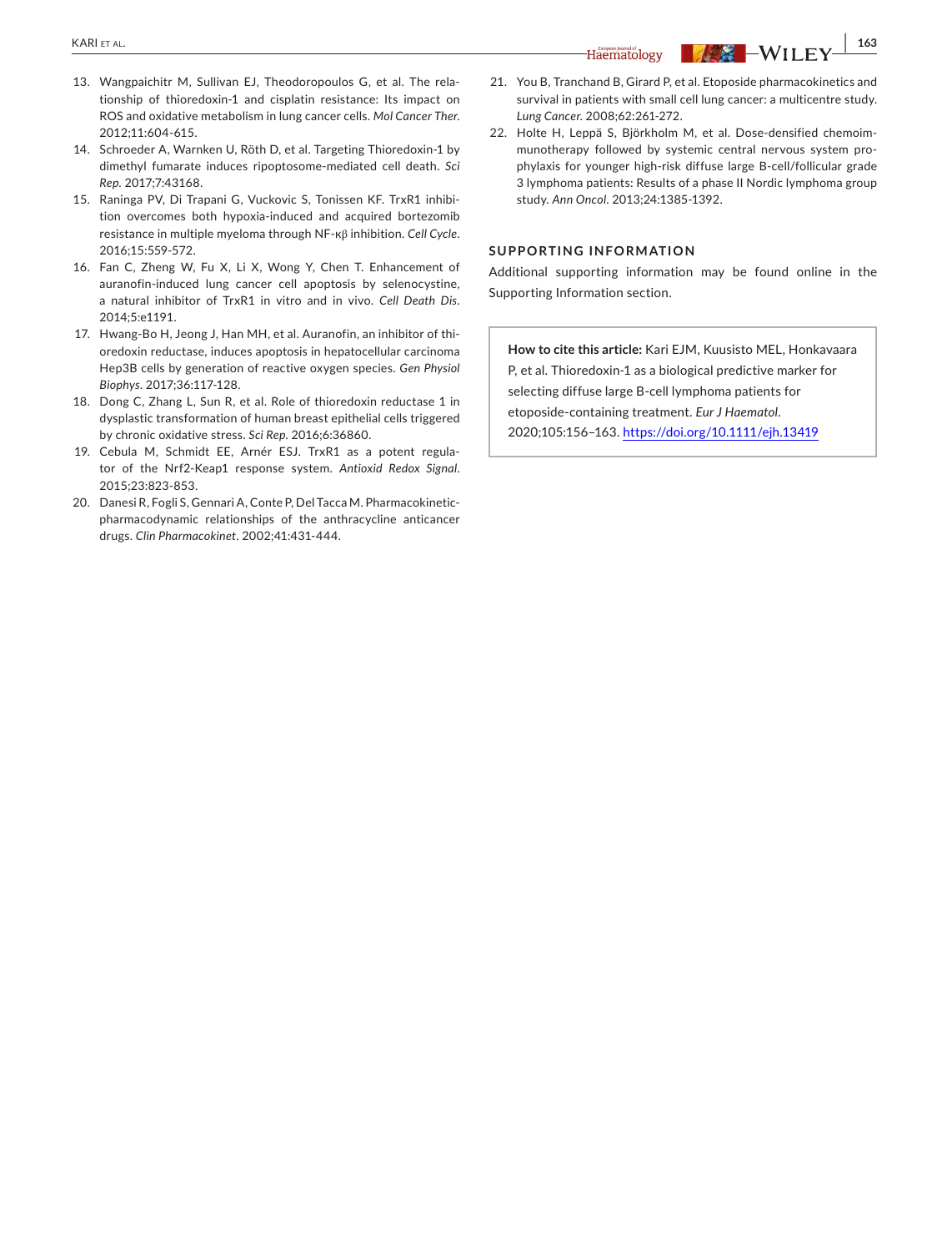13. Wangpaichitr M, Sullivan EJ, Theodoropoulos G, et al. The relationship of thioredoxin-1 and cisplatin resistance: Its impact on ROS and oxidative metabolism in lung cancer cells. *Mol Cancer Ther.* 2012;11:604-615.
14. Schroeder A, Warnken U, Röth D, et al. Targeting Thioredoxin-1 by dimethyl fumarate induces ripoptosome-mediated cell death. *Sci Rep.* 2017;7:43168.
15. Raninga PV, Di Trapani G, Vuckovic S, Tonissen KF. TrxR1 inhibition overcomes both hypoxia-induced and acquired bortezomib resistance in multiple myeloma through NF-κβ inhibition. *Cell Cycle.* 2016;15:559-572.
16. Fan C, Zheng W, Fu X, Li X, Wong Y, Chen T. Enhancement of auranofin-induced lung cancer cell apoptosis by selenocystine, a natural inhibitor of TrxR1 in vitro and in vivo. *Cell Death Dis.* 2014;5:e1191.
17. Hwang-Bo H, Jeong J, Han MH, et al. Auranofin, an inhibitor of thioredoxin reductase, induces apoptosis in hepatocellular carcinoma Hep3B cells by generation of reactive oxygen species. *Gen Physiol Biophys.* 2017;36:117-128.
18. Dong C, Zhang L, Sun R, et al. Role of thioredoxin reductase 1 in dysplastic transformation of human breast epithelial cells triggered by chronic oxidative stress. *Sci Rep.* 2016;6:36860.
19. Cebula M, Schmidt EE, Arnér ESJ. TrxR1 as a potent regulator of the Nrf2-Keap1 response system. *Antioxid Redox Signal.* 2015;23:823-853.
20. Danesi R, Fogli S, Gennari A, Conte P, Del Tacca M. Pharmacokinetic-pharmacodynamic relationships of the anthracycline anticancer drugs. *Clin Pharmacokinet.* 2002;41:431-444.
21. You B, Tranchand B, Girard P, et al. Etoposide pharmacokinetics and survival in patients with small cell lung cancer: a multicentre study. *Lung Cancer.* 2008;62:261-272.
22. Holte H, Leppä S, Björkholm M, et al. Dose-densified chemoimmunotherapy followed by systemic central nervous system prophylaxis for younger high-risk diffuse large B-cell/follicular grade 3 lymphoma patients: Results of a phase II Nordic lymphoma group study. *Ann Oncol.* 2013;24:1385-1392.

## SUPPORTING INFORMATION

Additional supporting information may be found online in the Supporting Information section.

**How to cite this article:** Kari EJM, Kuusisto MEL, Honkavaara P, et al. Thioredoxin-1 as a biological predictive marker for selecting diffuse large B-cell lymphoma patients for etoposide-containing treatment. *Eur J Haematol.* 2020;105:156–163. https://doi.org/10.1111/ejh.13419